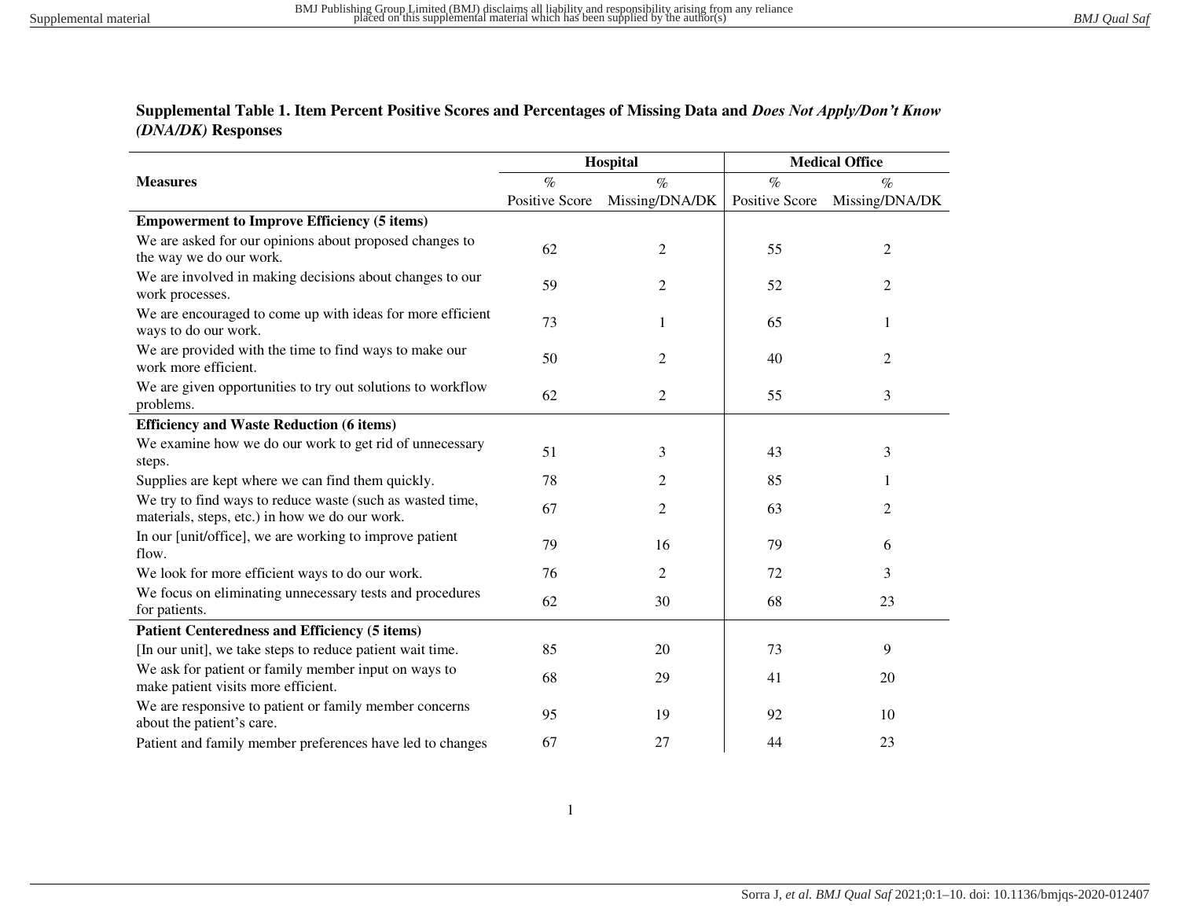**Supplemental Table 1. Item Percent Positive Scores and Percentages of Missing Data and *Does Not Apply/Don't Know (DNA/DK)* Responses**

| Measures | Hospital | | Medical Office | |
|---|---|---|---|---|
| | % Positive Score | % Missing/DNA/DK | % Positive Score | % Missing/DNA/DK |
| **Empowerment to Improve Efficiency (5 items)** | | | | |
| We are asked for our opinions about proposed changes to the way we do our work. | 62 | 2 | 55 | 2 |
| We are involved in making decisions about changes to our work processes. | 59 | 2 | 52 | 2 |
| We are encouraged to come up with ideas for more efficient ways to do our work. | 73 | 1 | 65 | 1 |
| We are provided with the time to find ways to make our work more efficient. | 50 | 2 | 40 | 2 |
| We are given opportunities to try out solutions to workflow problems. | 62 | 2 | 55 | 3 |
| **Efficiency and Waste Reduction (6 items)** | | | | |
| We examine how we do our work to get rid of unnecessary steps. | 51 | 3 | 43 | 3 |
| Supplies are kept where we can find them quickly. | 78 | 2 | 85 | 1 |
| We try to find ways to reduce waste (such as wasted time, materials, steps, etc.) in how we do our work. | 67 | 2 | 63 | 2 |
| In our [unit/office], we are working to improve patient flow. | 79 | 16 | 79 | 6 |
| We look for more efficient ways to do our work. | 76 | 2 | 72 | 3 |
| We focus on eliminating unnecessary tests and procedures for patients. | 62 | 30 | 68 | 23 |
| **Patient Centeredness and Efficiency (5 items)** | | | | |
| [In our unit], we take steps to reduce patient wait time. | 85 | 20 | 73 | 9 |
| We ask for patient or family member input on ways to make patient visits more efficient. | 68 | 29 | 41 | 20 |
| We are responsive to patient or family member concerns about the patient's care. | 95 | 19 | 92 | 10 |
| Patient and family member preferences have led to changes | 67 | 27 | 44 | 23 |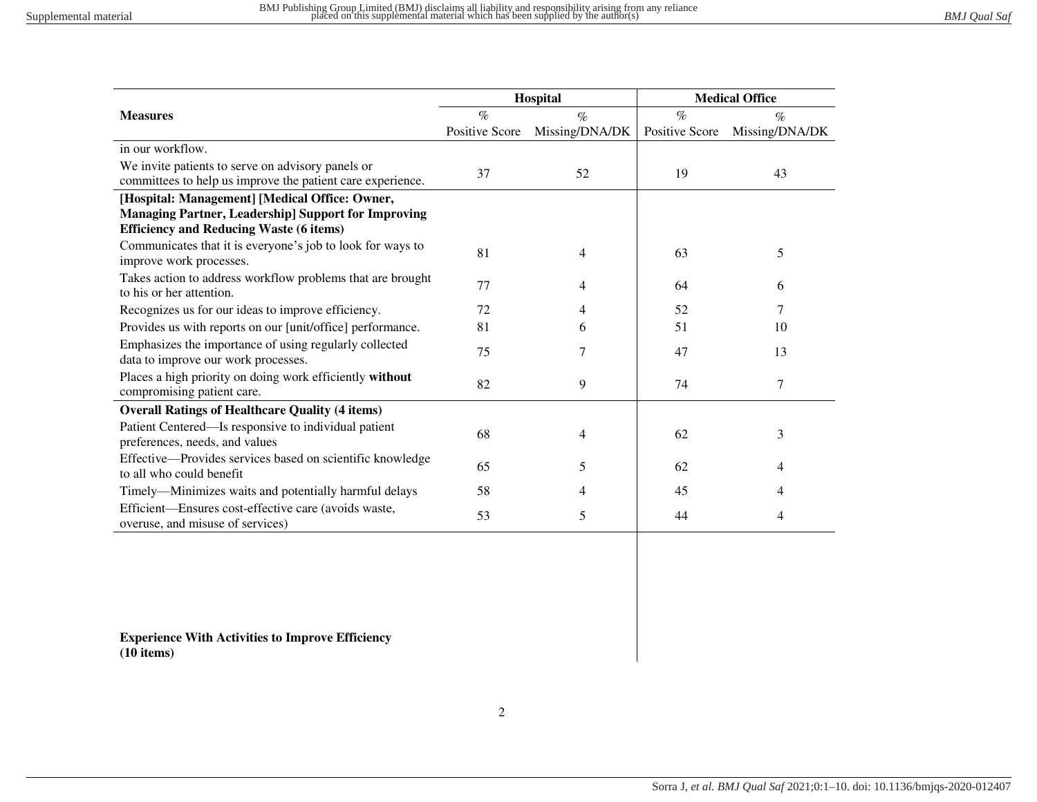| Measures | Hospital | | Medical Office | |
|---|---|---|---|---|
| | % Positive Score | % Missing/DNA/DK | % Positive Score | % Missing/DNA/DK |
| in our workflow. | | | | |
| We invite patients to serve on advisory panels or committees to help us improve the patient care experience. | 37 | 52 | 19 | 43 |
| **[Hospital: Management] [Medical Office: Owner, Managing Partner, Leadership] Support for Improving Efficiency and Reducing Waste (6 items)** | | | | |
| Communicates that it is everyone's job to look for ways to improve work processes. | 81 | 4 | 63 | 5 |
| Takes action to address workflow problems that are brought to his or her attention. | 77 | 4 | 64 | 6 |
| Recognizes us for our ideas to improve efficiency. | 72 | 4 | 52 | 7 |
| Provides us with reports on our [unit/office] performance. | 81 | 6 | 51 | 10 |
| Emphasizes the importance of using regularly collected data to improve our work processes. | 75 | 7 | 47 | 13 |
| Places a high priority on doing work efficiently **without** compromising patient care. | 82 | 9 | 74 | 7 |
| **Overall Ratings of Healthcare Quality (4 items)** | | | | |
| Patient Centered—Is responsive to individual patient preferences, needs, and values | 68 | 4 | 62 | 3 |
| Effective—Provides services based on scientific knowledge to all who could benefit | 65 | 5 | 62 | 4 |
| Timely—Minimizes waits and potentially harmful delays | 58 | 4 | 45 | 4 |
| Efficient—Ensures cost-effective care (avoids waste, overuse, and misuse of services) | 53 | 5 | 44 | 4 |
| **Experience With Activities to Improve Efficiency (10 items)** | | | | |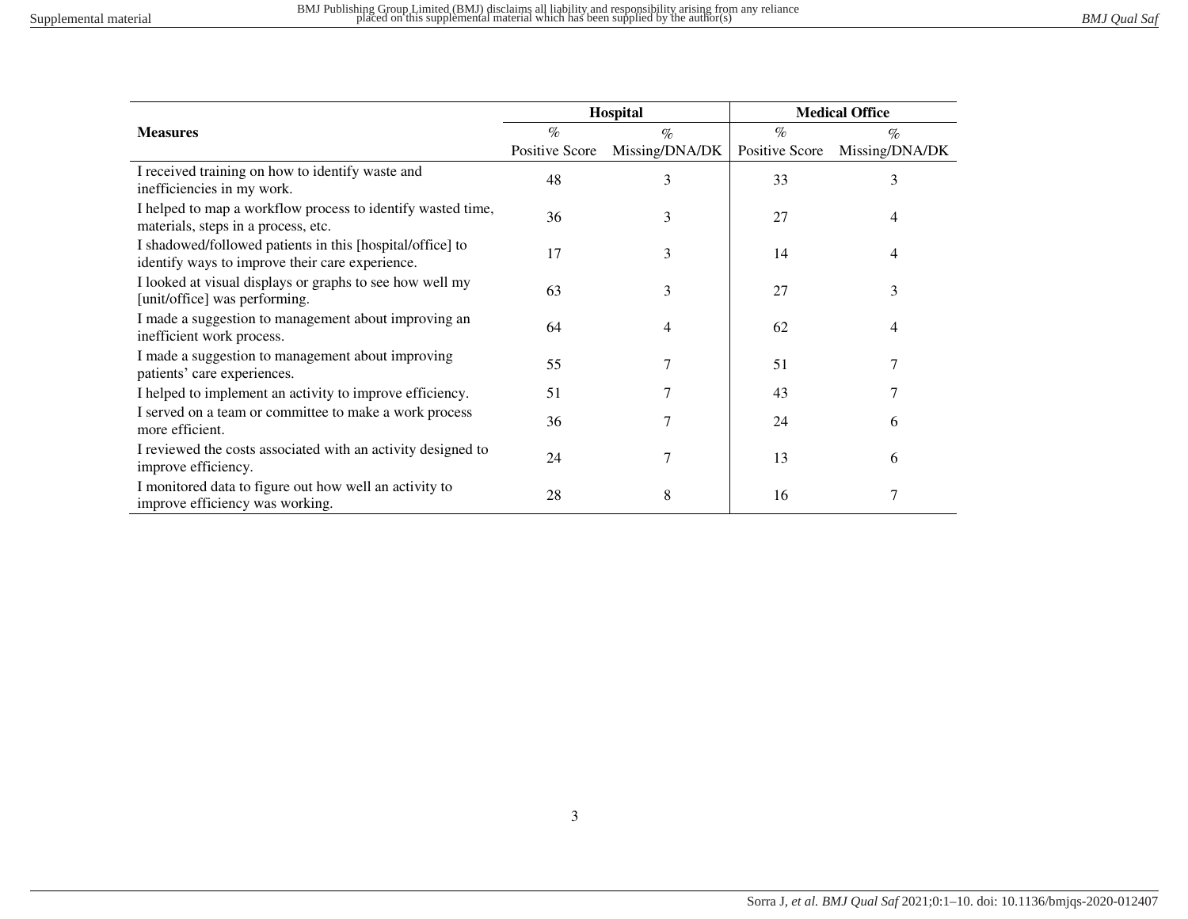| Measures | Hospital | | Medical Office | |
|---|---|---|---|---|
| | % Positive Score | % Missing/DNA/DK | % Positive Score | % Missing/DNA/DK |
| I received training on how to identify waste and inefficiencies in my work. | 48 | 3 | 33 | 3 |
| I helped to map a workflow process to identify wasted time, materials, steps in a process, etc. | 36 | 3 | 27 | 4 |
| I shadowed/followed patients in this [hospital/office] to identify ways to improve their care experience. | 17 | 3 | 14 | 4 |
| I looked at visual displays or graphs to see how well my [unit/office] was performing. | 63 | 3 | 27 | 3 |
| I made a suggestion to management about improving an inefficient work process. | 64 | 4 | 62 | 4 |
| I made a suggestion to management about improving patients' care experiences. | 55 | 7 | 51 | 7 |
| I helped to implement an activity to improve efficiency. | 51 | 7 | 43 | 7 |
| I served on a team or committee to make a work process more efficient. | 36 | 7 | 24 | 6 |
| I reviewed the costs associated with an activity designed to improve efficiency. | 24 | 7 | 13 | 6 |
| I monitored data to figure out how well an activity to improve efficiency was working. | 28 | 8 | 16 | 7 |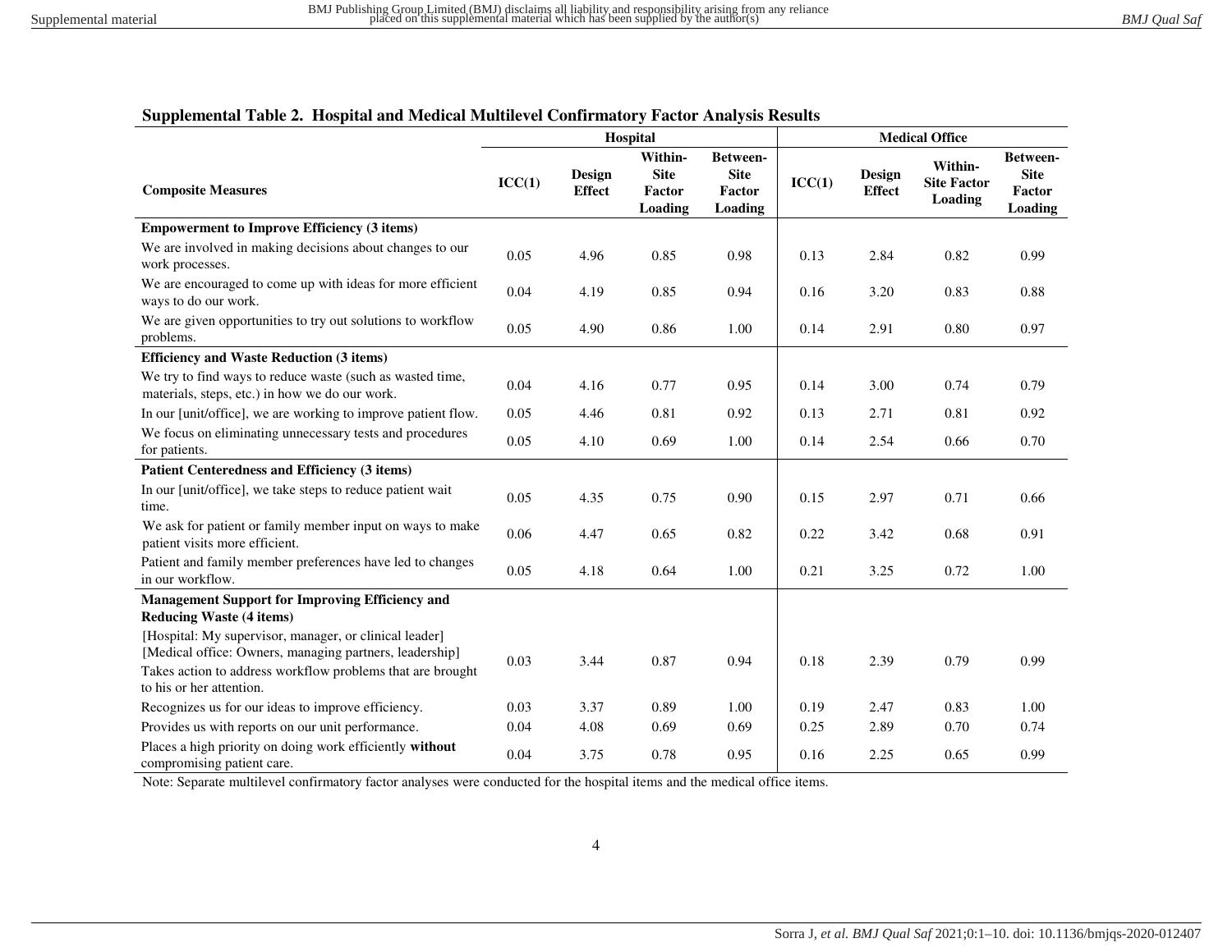**Supplemental Table 2. Hospital and Medical Multilevel Confirmatory Factor Analysis Results**

| Composite Measures | Hospital | | | | Medical Office | | | |
|---|---|---|---|---|---|---|---|---|
| | ICC(1) | Design Effect | Within-Site Factor Loading | Between-Site Factor Loading | ICC(1) | Design Effect | Within-Site Factor Loading | Between-Site Factor Loading |
| **Empowerment to Improve Efficiency (3 items)** | | | | | | | | |
| We are involved in making decisions about changes to our work processes. | 0.05 | 4.96 | 0.85 | 0.98 | 0.13 | 2.84 | 0.82 | 0.99 |
| We are encouraged to come up with ideas for more efficient ways to do our work. | 0.04 | 4.19 | 0.85 | 0.94 | 0.16 | 3.20 | 0.83 | 0.88 |
| We are given opportunities to try out solutions to workflow problems. | 0.05 | 4.90 | 0.86 | 1.00 | 0.14 | 2.91 | 0.80 | 0.97 |
| **Efficiency and Waste Reduction (3 items)** | | | | | | | | |
| We try to find ways to reduce waste (such as wasted time, materials, steps, etc.) in how we do our work. | 0.04 | 4.16 | 0.77 | 0.95 | 0.14 | 3.00 | 0.74 | 0.79 |
| In our [unit/office], we are working to improve patient flow. | 0.05 | 4.46 | 0.81 | 0.92 | 0.13 | 2.71 | 0.81 | 0.92 |
| We focus on eliminating unnecessary tests and procedures for patients. | 0.05 | 4.10 | 0.69 | 1.00 | 0.14 | 2.54 | 0.66 | 0.70 |
| **Patient Centeredness and Efficiency (3 items)** | | | | | | | | |
| In our [unit/office], we take steps to reduce patient wait time. | 0.05 | 4.35 | 0.75 | 0.90 | 0.15 | 2.97 | 0.71 | 0.66 |
| We ask for patient or family member input on ways to make patient visits more efficient. | 0.06 | 4.47 | 0.65 | 0.82 | 0.22 | 3.42 | 0.68 | 0.91 |
| Patient and family member preferences have led to changes in our workflow. | 0.05 | 4.18 | 0.64 | 1.00 | 0.21 | 3.25 | 0.72 | 1.00 |
| **Management Support for Improving Efficiency and Reducing Waste (4 items)** | | | | | | | | |
| [Hospital: My supervisor, manager, or clinical leader] [Medical office: Owners, managing partners, leadership] Takes action to address workflow problems that are brought to his or her attention. | 0.03 | 3.44 | 0.87 | 0.94 | 0.18 | 2.39 | 0.79 | 0.99 |
| Recognizes us for our ideas to improve efficiency. | 0.03 | 3.37 | 0.89 | 1.00 | 0.19 | 2.47 | 0.83 | 1.00 |
| Provides us with reports on our unit performance. | 0.04 | 4.08 | 0.69 | 0.69 | 0.25 | 2.89 | 0.70 | 0.74 |
| Places a high priority on doing work efficiently **without** compromising patient care. | 0.04 | 3.75 | 0.78 | 0.95 | 0.16 | 2.25 | 0.65 | 0.99 |

Note: Separate multilevel confirmatory factor analyses were conducted for the hospital items and the medical office items.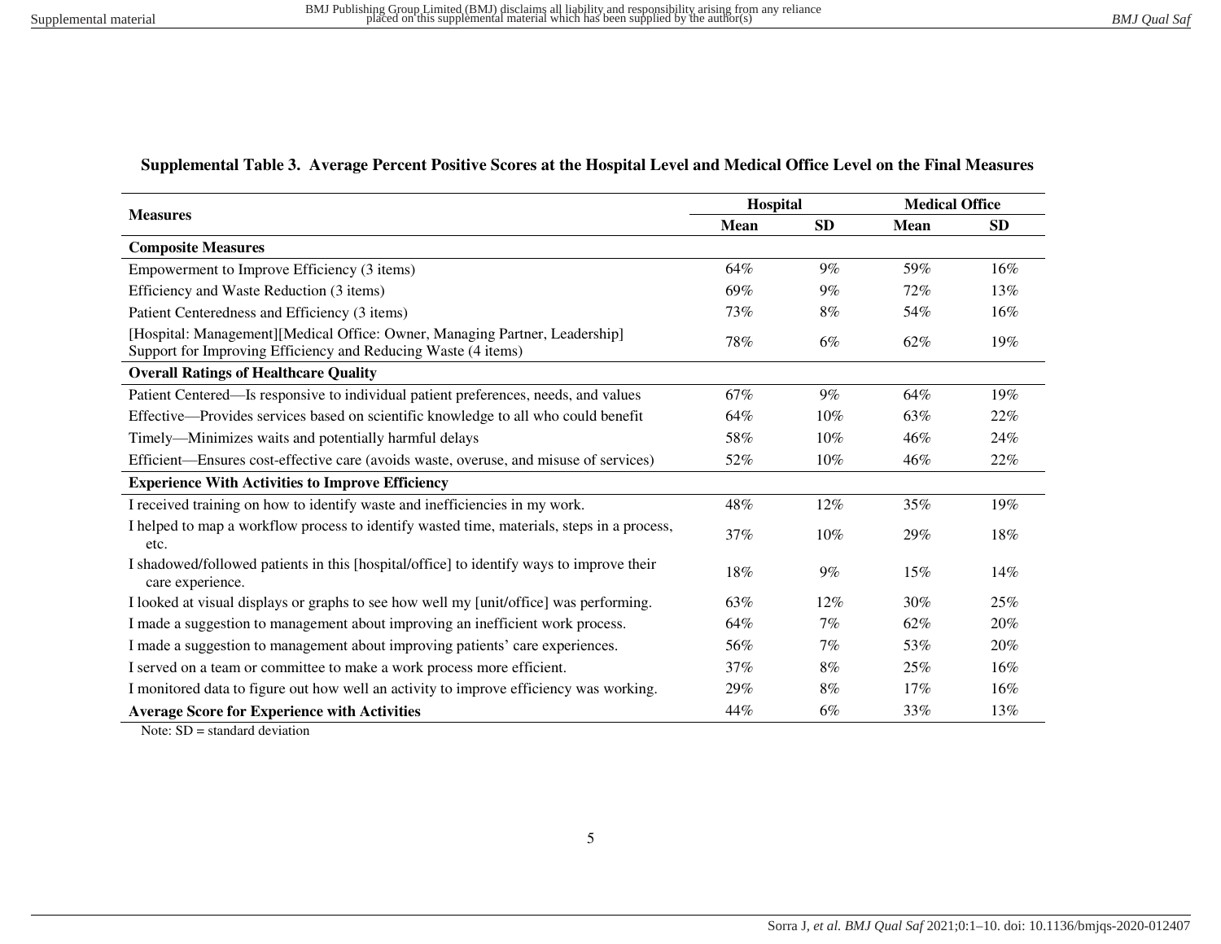**Supplemental Table 3. Average Percent Positive Scores at the Hospital Level and Medical Office Level on the Final Measures**

| Measures | Hospital | | Medical Office | |
|---|---|---|---|---|
| | Mean | SD | Mean | SD |
| **Composite Measures** | | | | |
| Empowerment to Improve Efficiency (3 items) | 64% | 9% | 59% | 16% |
| Efficiency and Waste Reduction (3 items) | 69% | 9% | 72% | 13% |
| Patient Centeredness and Efficiency (3 items) | 73% | 8% | 54% | 16% |
| [Hospital: Management][Medical Office: Owner, Managing Partner, Leadership] Support for Improving Efficiency and Reducing Waste (4 items) | 78% | 6% | 62% | 19% |
| **Overall Ratings of Healthcare Quality** | | | | |
| Patient Centered—Is responsive to individual patient preferences, needs, and values | 67% | 9% | 64% | 19% |
| Effective—Provides services based on scientific knowledge to all who could benefit | 64% | 10% | 63% | 22% |
| Timely—Minimizes waits and potentially harmful delays | 58% | 10% | 46% | 24% |
| Efficient—Ensures cost-effective care (avoids waste, overuse, and misuse of services) | 52% | 10% | 46% | 22% |
| **Experience With Activities to Improve Efficiency** | | | | |
| I received training on how to identify waste and inefficiencies in my work. | 48% | 12% | 35% | 19% |
| I helped to map a workflow process to identify wasted time, materials, steps in a process, etc. | 37% | 10% | 29% | 18% |
| I shadowed/followed patients in this [hospital/office] to identify ways to improve their care experience. | 18% | 9% | 15% | 14% |
| I looked at visual displays or graphs to see how well my [unit/office] was performing. | 63% | 12% | 30% | 25% |
| I made a suggestion to management about improving an inefficient work process. | 64% | 7% | 62% | 20% |
| I made a suggestion to management about improving patients' care experiences. | 56% | 7% | 53% | 20% |
| I served on a team or committee to make a work process more efficient. | 37% | 8% | 25% | 16% |
| I monitored data to figure out how well an activity to improve efficiency was working. | 29% | 8% | 17% | 16% |
| **Average Score for Experience with Activities** | 44% | 6% | 33% | 13% |

Note: SD = standard deviation